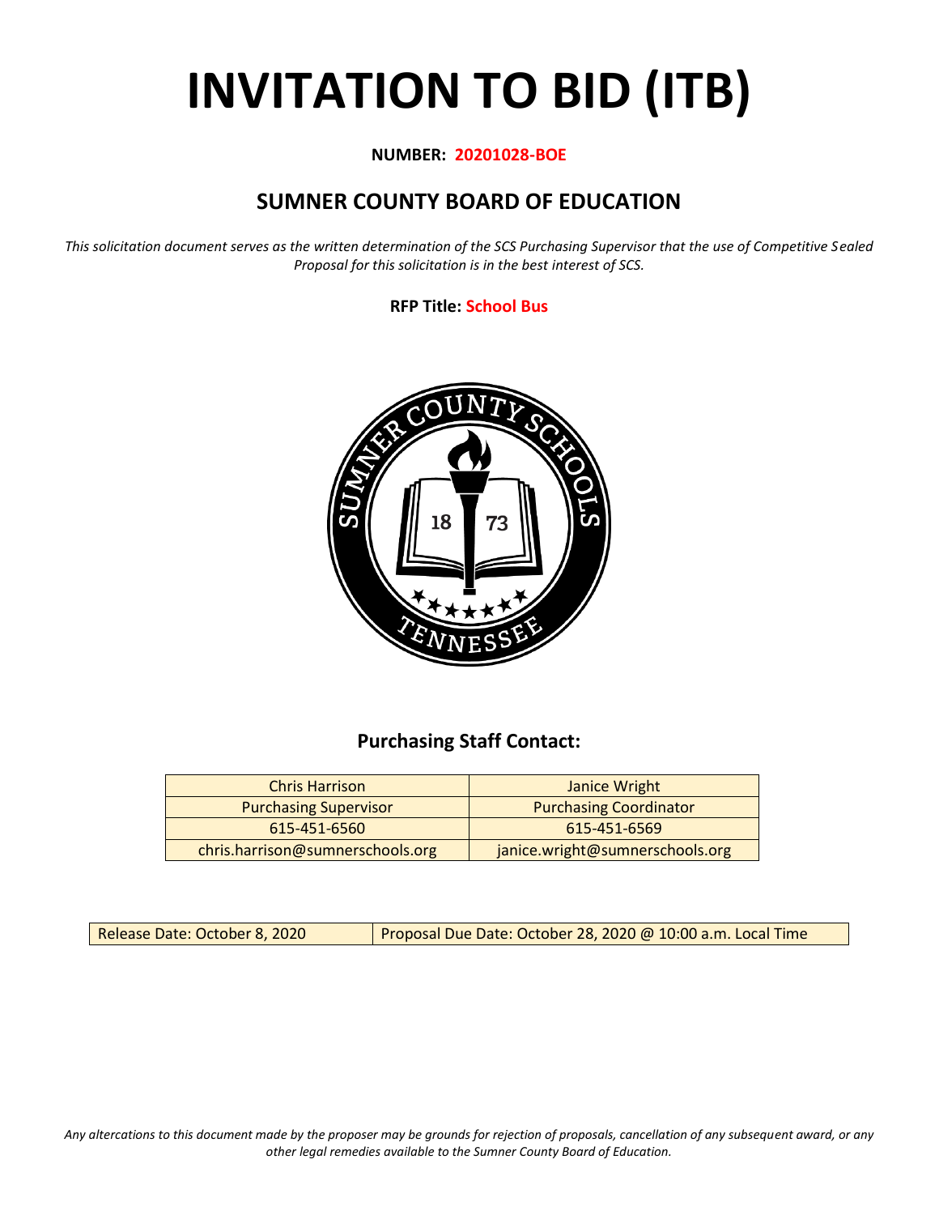# INVITATION TO BID (ITB)

**NUMBER: 20201028-BOE**

## SUMNER COUNTY BOARD OF EDUCATION

*This solicitation document serves as the written determination of the SCS Purchasing Supervisor that the use of Competitive Sealed Proposal for this solicitation is in the best interest of SCS.*

**RFP Title: School Bus**

### Purchasing Staff Contact:

| Chris Harrison | Janice Wright |
|---|---|
| Purchasing Supervisor | Purchasing Coordinator |
| 615-451-6560 | 615-451-6569 |
| chris.harrison@sumnerschools.org | janice.wright@sumnerschools.org |

| Release Date: October 8, 2020 | Proposal Due Date: October 28, 2020 @ 10:00 a.m. Local Time |
|---|---|

*Any altercations to this document made by the proposer may be grounds for rejection of proposals, cancellation of any subsequent award, or any other legal remedies available to the Sumner County Board of Education.*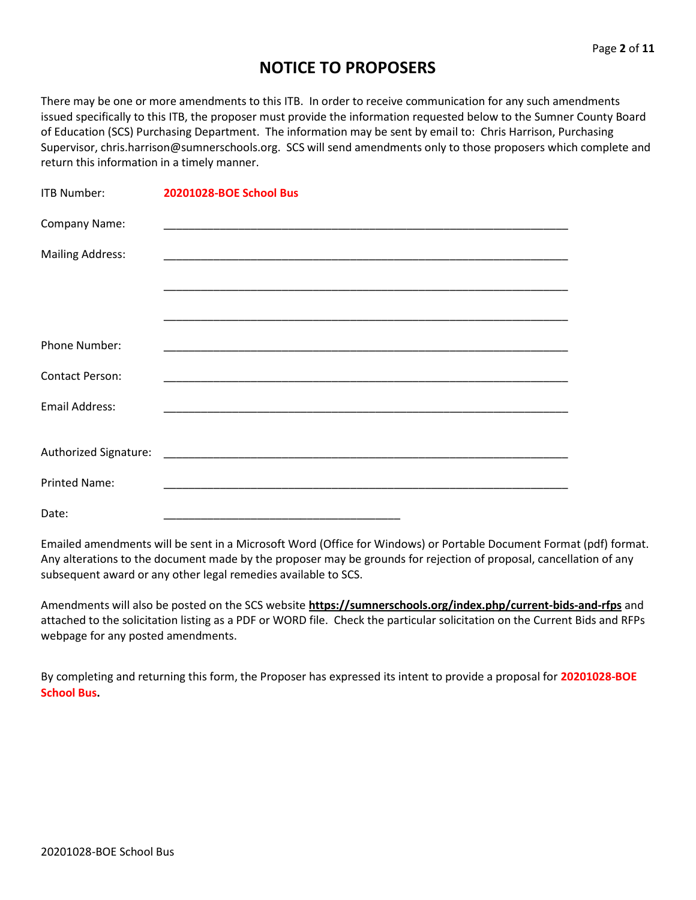# NOTICE TO PROPOSERS

There may be one or more amendments to this ITB. In order to receive communication for any such amendments issued specifically to this ITB, the proposer must provide the information requested below to the Sumner County Board of Education (SCS) Purchasing Department. The information may be sent by email to: Chris Harrison, Purchasing Supervisor, chris.harrison@sumnerschools.org. SCS will send amendments only to those proposers which complete and return this information in a timely manner.

ITB Number: **20201028-BOE School Bus**

Company Name: ____________________________________________________________________

Mailing Address: ____________________________________________________________________

____________________________________________________________________

____________________________________________________________________

Phone Number: ____________________________________________________________________

Contact Person: ____________________________________________________________________

Email Address: ____________________________________________________________________

Authorized Signature: ____________________________________________________________________

Printed Name: ____________________________________________________________________

Date: ______________________________________

Emailed amendments will be sent in a Microsoft Word (Office for Windows) or Portable Document Format (pdf) format. Any alterations to the document made by the proposer may be grounds for rejection of proposal, cancellation of any subsequent award or any other legal remedies available to SCS.

Amendments will also be posted on the SCS website **https://sumnerschools.org/index.php/current-bids-and-rfps** and attached to the solicitation listing as a PDF or WORD file. Check the particular solicitation on the Current Bids and RFPs webpage for any posted amendments.

By completing and returning this form, the Proposer has expressed its intent to provide a proposal for **20201028-BOE School Bus.**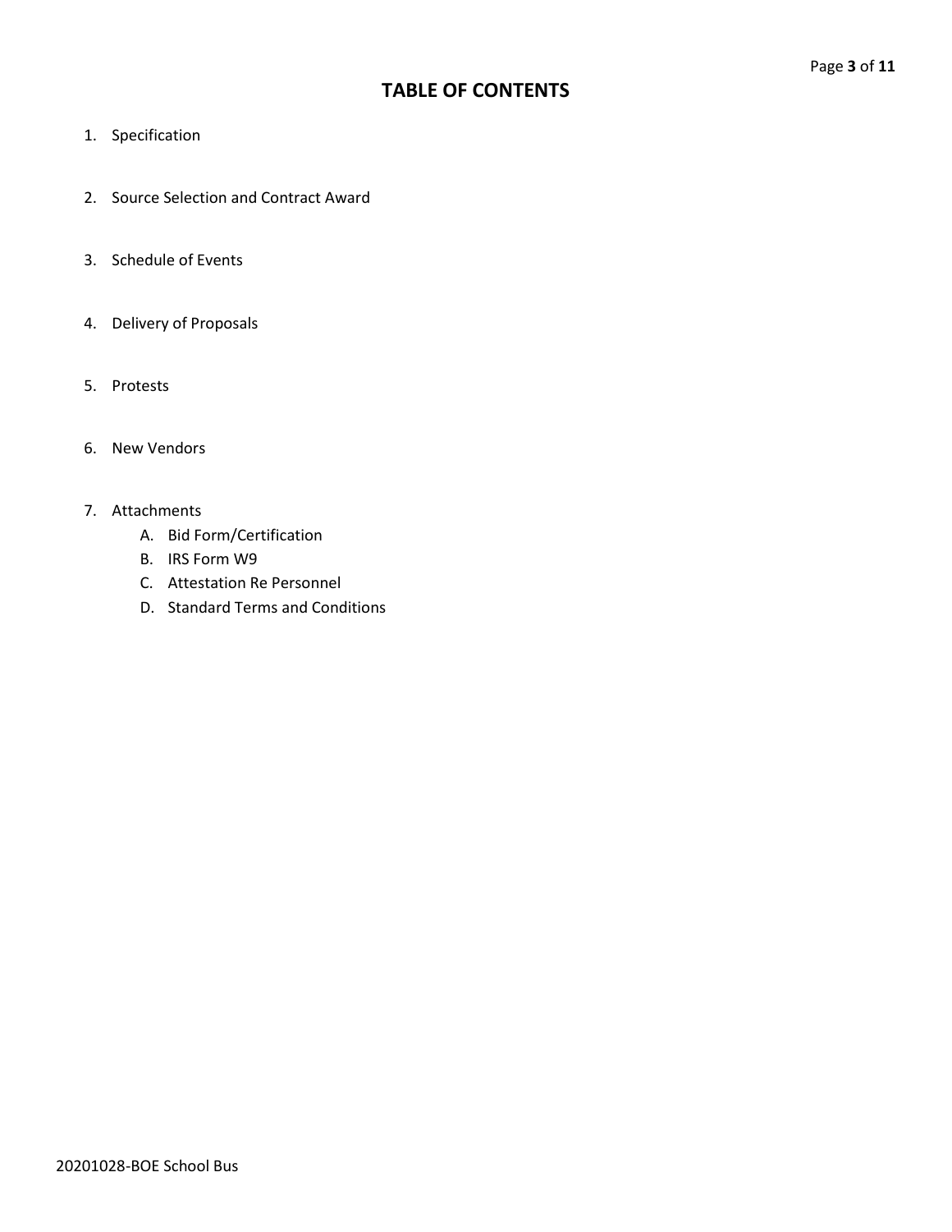# TABLE OF CONTENTS

1. Specification

2. Source Selection and Contract Award

3. Schedule of Events

4. Delivery of Proposals

5. Protests

6. New Vendors

7. Attachments
   - A. Bid Form/Certification
   - B. IRS Form W9
   - C. Attestation Re Personnel
   - D. Standard Terms and Conditions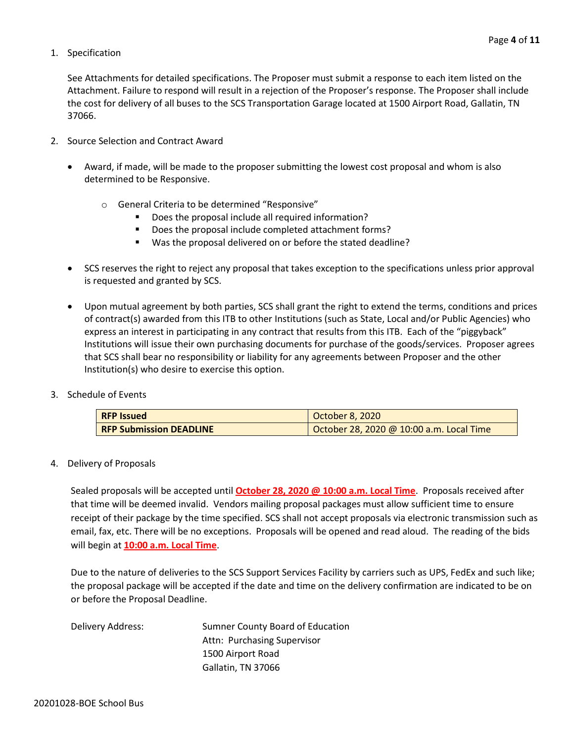1. Specification

   See Attachments for detailed specifications. The Proposer must submit a response to each item listed on the Attachment. Failure to respond will result in a rejection of the Proposer's response. The Proposer shall include the cost for delivery of all buses to the SCS Transportation Garage located at 1500 Airport Road, Gallatin, TN 37066.

2. Source Selection and Contract Award

   - Award, if made, will be made to the proposer submitting the lowest cost proposal and whom is also determined to be Responsive.
     - General Criteria to be determined "Responsive"
       - Does the proposal include all required information?
       - Does the proposal include completed attachment forms?
       - Was the proposal delivered on or before the stated deadline?
   - SCS reserves the right to reject any proposal that takes exception to the specifications unless prior approval is requested and granted by SCS.
   - Upon mutual agreement by both parties, SCS shall grant the right to extend the terms, conditions and prices of contract(s) awarded from this ITB to other Institutions (such as State, Local and/or Public Agencies) who express an interest in participating in any contract that results from this ITB. Each of the "piggyback" Institutions will issue their own purchasing documents for purchase of the goods/services. Proposer agrees that SCS shall bear no responsibility or liability for any agreements between Proposer and the other Institution(s) who desire to exercise this option.

3. Schedule of Events

| **RFP Issued** | October 8, 2020 |
|---|---|
| **RFP Submission DEADLINE** | October 28, 2020 @ 10:00 a.m. Local Time |

4. Delivery of Proposals

   Sealed proposals will be accepted until **October 28, 2020 @ 10:00 a.m. Local Time**. Proposals received after that time will be deemed invalid. Vendors mailing proposal packages must allow sufficient time to ensure receipt of their package by the time specified. SCS shall not accept proposals via electronic transmission such as email, fax, etc. There will be no exceptions. Proposals will be opened and read aloud. The reading of the bids will begin at **10:00 a.m. Local Time**.

   Due to the nature of deliveries to the SCS Support Services Facility by carriers such as UPS, FedEx and such like; the proposal package will be accepted if the date and time on the delivery confirmation are indicated to be on or before the Proposal Deadline.

   Delivery Address: Sumner County Board of Education
   Attn: Purchasing Supervisor
   1500 Airport Road
   Gallatin, TN 37066

20201028-BOE School Bus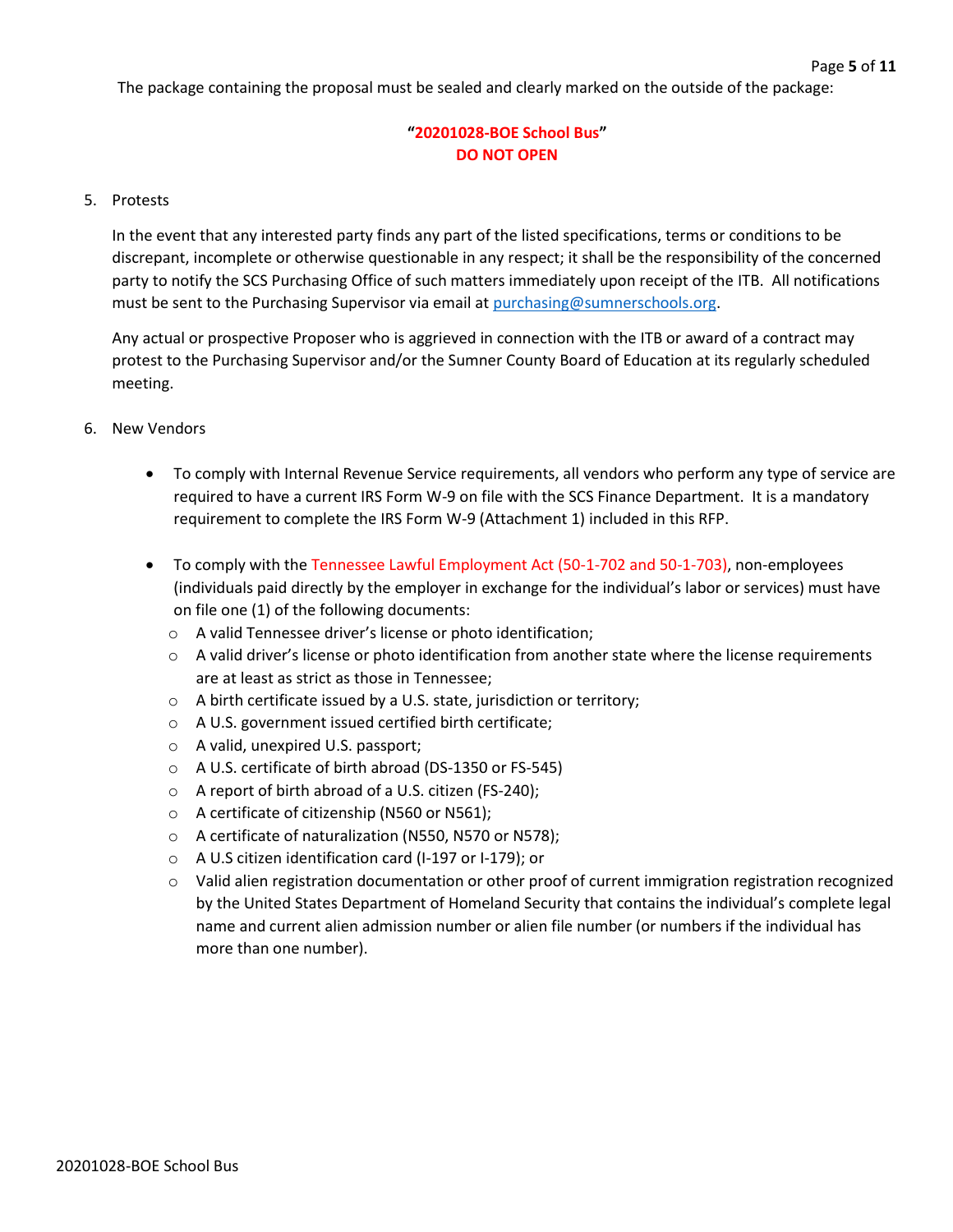The package containing the proposal must be sealed and clearly marked on the outside of the package:

**"20201028-BOE School Bus"**
**DO NOT OPEN**

5. Protests

   In the event that any interested party finds any part of the listed specifications, terms or conditions to be discrepant, incomplete or otherwise questionable in any respect; it shall be the responsibility of the concerned party to notify the SCS Purchasing Office of such matters immediately upon receipt of the ITB. All notifications must be sent to the Purchasing Supervisor via email at purchasing@sumnerschools.org.

   Any actual or prospective Proposer who is aggrieved in connection with the ITB or award of a contract may protest to the Purchasing Supervisor and/or the Sumner County Board of Education at its regularly scheduled meeting.

6. New Vendors

   - To comply with Internal Revenue Service requirements, all vendors who perform any type of service are required to have a current IRS Form W-9 on file with the SCS Finance Department. It is a mandatory requirement to complete the IRS Form W-9 (Attachment 1) included in this RFP.

   - To comply with the Tennessee Lawful Employment Act (50-1-702 and 50-1-703), non-employees (individuals paid directly by the employer in exchange for the individual's labor or services) must have on file one (1) of the following documents:
     - A valid Tennessee driver's license or photo identification;
     - A valid driver's license or photo identification from another state where the license requirements are at least as strict as those in Tennessee;
     - A birth certificate issued by a U.S. state, jurisdiction or territory;
     - A U.S. government issued certified birth certificate;
     - A valid, unexpired U.S. passport;
     - A U.S. certificate of birth abroad (DS-1350 or FS-545)
     - A report of birth abroad of a U.S. citizen (FS-240);
     - A certificate of citizenship (N560 or N561);
     - A certificate of naturalization (N550, N570 or N578);
     - A U.S citizen identification card (I-197 or I-179); or
     - Valid alien registration documentation or other proof of current immigration registration recognized by the United States Department of Homeland Security that contains the individual's complete legal name and current alien admission number or alien file number (or numbers if the individual has more than one number).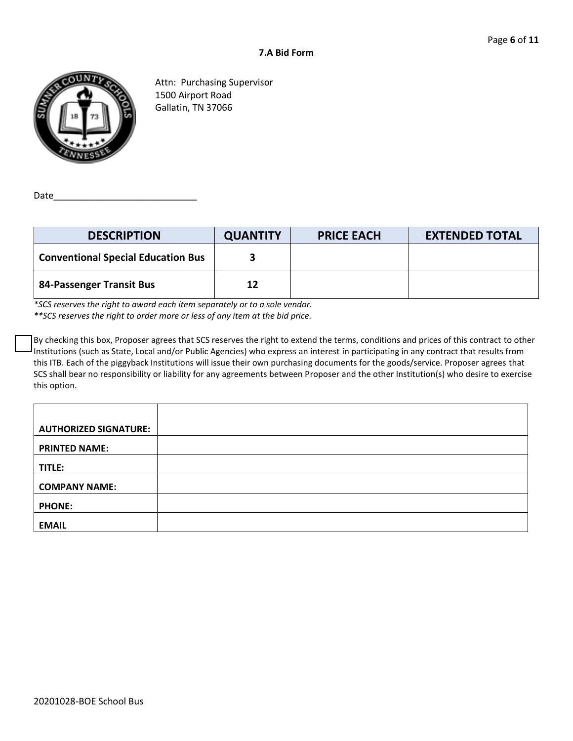## 7.A Bid Form

Attn: Purchasing Supervisor
1500 Airport Road
Gallatin, TN 37066

Date____________________________

| DESCRIPTION | QUANTITY | PRICE EACH | EXTENDED TOTAL |
|---|---|---|---|
| **Conventional Special Education Bus** | **3** | | |
| **84-Passenger Transit Bus** | **12** | | |

*\*SCS reserves the right to award each item separately or to a sole vendor.*
*\*\*SCS reserves the right to order more or less of any item at the bid price.*

☐ By checking this box, Proposer agrees that SCS reserves the right to extend the terms, conditions and prices of this contract to other Institutions (such as State, Local and/or Public Agencies) who express an interest in participating in any contract that results from this ITB. Each of the piggyback Institutions will issue their own purchasing documents for the goods/service. Proposer agrees that SCS shall bear no responsibility or liability for any agreements between Proposer and the other Institution(s) who desire to exercise this option.

| | |
|---|---|
| **AUTHORIZED SIGNATURE:** | |
| **PRINTED NAME:** | |
| **TITLE:** | |
| **COMPANY NAME:** | |
| **PHONE:** | |
| **EMAIL** | |

20201028-BOE School Bus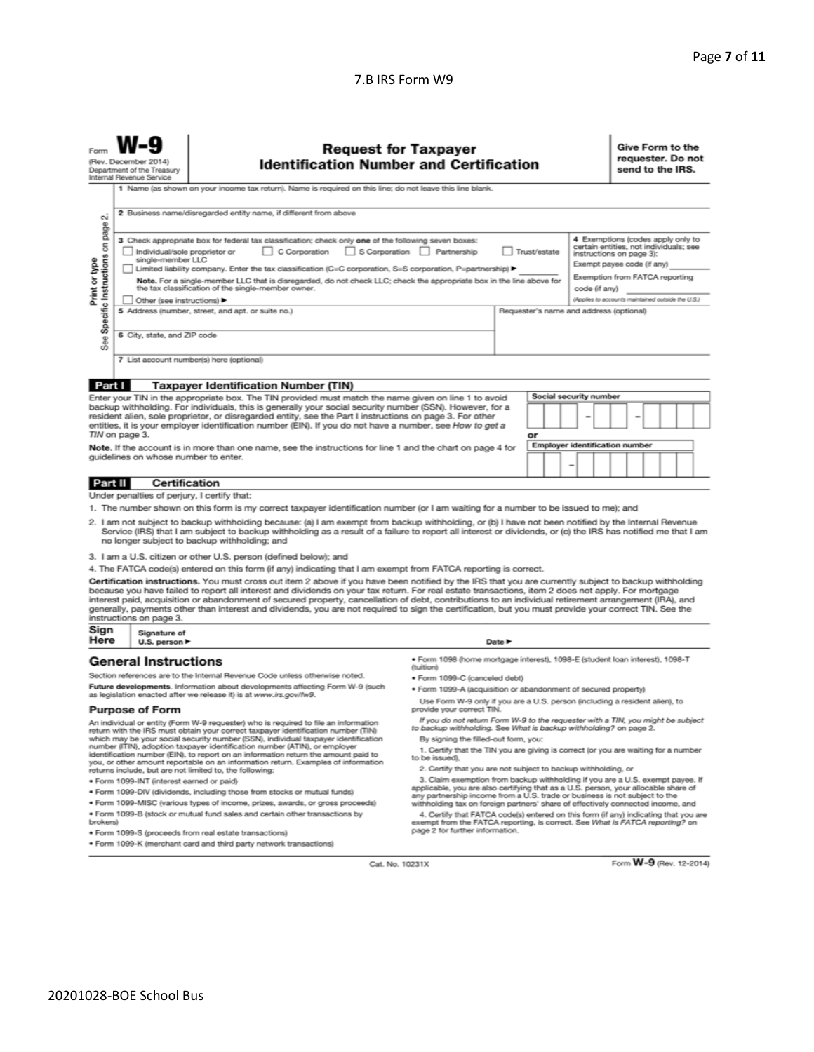7.B IRS Form W9

Form **W-9**
(Rev. December 2014)
Department of the Treasury
Internal Revenue Service

# Request for Taxpayer Identification Number and Certification

**Give Form to the requester. Do not send to the IRS.**

Print or type
See Specific Instructions on page 2.

1 Name (as shown on your income tax return). Name is required on this line; do not leave this line blank.

2 Business name/disregarded entity name, if different from above

3 Check appropriate box for federal tax classification; check only **one** of the following seven boxes:

☐ Individual/sole proprietor or single-member LLC ☐ C Corporation ☐ S Corporation ☐ Partnership ☐ Trust/estate

☐ Limited liability company. Enter the tax classification (C=C corporation, S=S corporation, P=partnership) ▶

**Note.** For a single-member LLC that is disregarded, do not check LLC; check the appropriate box in the line above for the tax classification of the single-member owner.

☐ Other (see instructions) ▶

4 Exemptions (codes apply only to certain entities, not individuals; see instructions on page 3):

Exempt payee code (if any)

Exemption from FATCA reporting code (if any)

*(Applies to accounts maintained outside the U.S.)*

5 Address (number, street, and apt. or suite no.)

Requester's name and address (optional)

6 City, state, and ZIP code

7 List account number(s) here (optional)

## Part I Taxpayer Identification Number (TIN)

Enter your TIN in the appropriate box. The TIN provided must match the name given on line 1 to avoid backup withholding. For individuals, this is generally your social security number (SSN). However, for a resident alien, sole proprietor, or disregarded entity, see the Part I instructions on page 3. For other entities, it is your employer identification number (EIN). If you do not have a number, see *How to get a TIN* on page 3.

**Note.** If the account is in more than one name, see the instructions for line 1 and the chart on page 4 for guidelines on whose number to enter.

Social security number

or

Employer identification number

## Part II Certification

Under penalties of perjury, I certify that:

1. The number shown on this form is my correct taxpayer identification number (or I am waiting for a number to be issued to me); and
2. I am not subject to backup withholding because: (a) I am exempt from backup withholding, or (b) I have not been notified by the Internal Revenue Service (IRS) that I am subject to backup withholding as a result of a failure to report all interest or dividends, or (c) the IRS has notified me that I am no longer subject to backup withholding; and
3. I am a U.S. citizen or other U.S. person (defined below); and
4. The FATCA code(s) entered on this form (if any) indicating that I am exempt from FATCA reporting is correct.

**Certification instructions.** You must cross out item 2 above if you have been notified by the IRS that you are currently subject to backup withholding because you have failed to report all interest and dividends on your tax return. For real estate transactions, item 2 does not apply. For mortgage interest paid, acquisition or abandonment of secured property, cancellation of debt, contributions to an individual retirement arrangement (IRA), and generally, payments other than interest and dividends, you are not required to sign the certification, but you must provide your correct TIN. See the instructions on page 3.

**Sign Here** Signature of U.S. person ▶ Date ▶

## General Instructions

Section references are to the Internal Revenue Code unless otherwise noted.

**Future developments.** Information about developments affecting Form W-9 (such as legislation enacted after we release it) is at *www.irs.gov/fw9*.

### Purpose of Form

An individual or entity (Form W-9 requester) who is required to file an information return with the IRS must obtain your correct taxpayer identification number (TIN) which may be your social security number (SSN), individual taxpayer identification number (ITIN), adoption taxpayer identification number (ATIN), or employer identification number (EIN), to report on an information return the amount paid to you, or other amount reportable on an information return. Examples of information returns include, but are not limited to, the following:

- Form 1099-INT (interest earned or paid)
- Form 1099-DIV (dividends, including those from stocks or mutual funds)
- Form 1099-MISC (various types of income, prizes, awards, or gross proceeds)
- Form 1099-B (stock or mutual fund sales and certain other transactions by brokers)
- Form 1099-S (proceeds from real estate transactions)
- Form 1099-K (merchant card and third party network transactions)
- Form 1098 (home mortgage interest), 1098-E (student loan interest), 1098-T (tuition)
- Form 1099-C (canceled debt)
- Form 1099-A (acquisition or abandonment of secured property)

Use Form W-9 only if you are a U.S. person (including a resident alien), to provide your correct TIN.

*If you do not return Form W-9 to the requester with a TIN, you might be subject to backup withholding. See What is backup withholding? on page 2.*

By signing the filled-out form, you:

1. Certify that the TIN you are giving is correct (or you are waiting for a number to be issued),
2. Certify that you are not subject to backup withholding, or
3. Claim exemption from backup withholding if you are a U.S. exempt payee. If applicable, you are also certifying that as a U.S. person, your allocable share of any partnership income from a U.S. trade or business is not subject to the withholding tax on foreign partners' share of effectively connected income, and
4. Certify that FATCA code(s) entered on this form (if any) indicating that you are exempt from the FATCA reporting, is correct. See *What is FATCA reporting?* on page 2 for further information.

Cat. No. 10231X

Form **W-9** (Rev. 12-2014)

20201028-BOE School Bus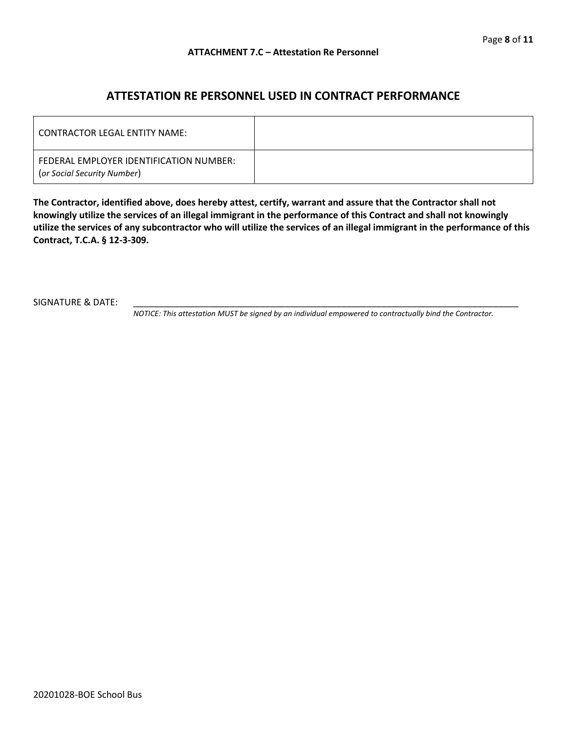**ATTACHMENT 7.C – Attestation Re Personnel**

## ATTESTATION RE PERSONNEL USED IN CONTRACT PERFORMANCE

| | |
|---|---|
| CONTRACTOR LEGAL ENTITY NAME: | |
| FEDERAL EMPLOYER IDENTIFICATION NUMBER: (*or Social Security Number*) | |

**The Contractor, identified above, does hereby attest, certify, warrant and assure that the Contractor shall not knowingly utilize the services of an illegal immigrant in the performance of this Contract and shall not knowingly utilize the services of any subcontractor who will utilize the services of an illegal immigrant in the performance of this Contract, T.C.A. § 12-3-309.**

SIGNATURE & DATE: ______________________________________________________________

*NOTICE: This attestation MUST be signed by an individual empowered to contractually bind the Contractor.*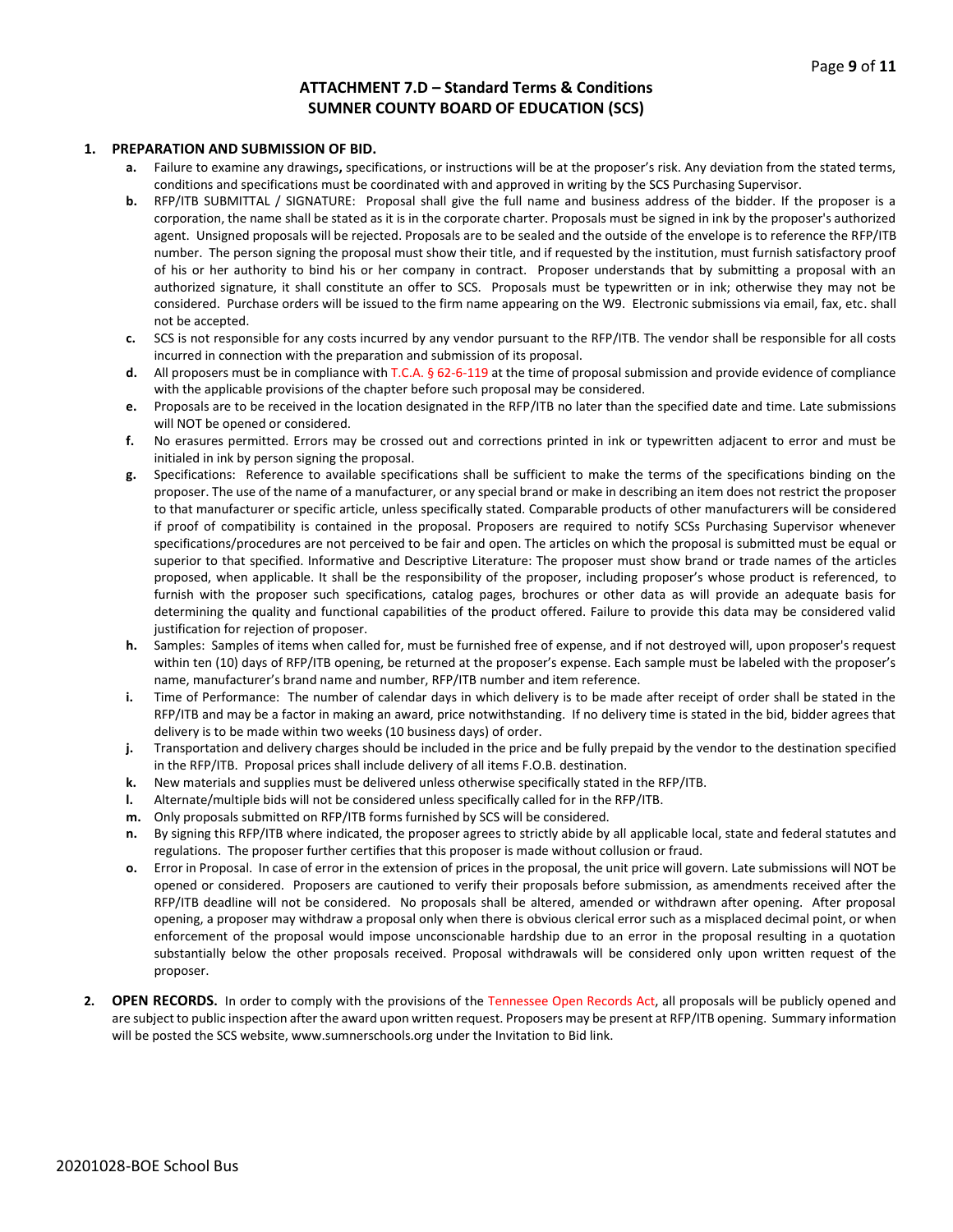## ATTACHMENT 7.D – Standard Terms & Conditions
## SUMNER COUNTY BOARD OF EDUCATION (SCS)

1. **PREPARATION AND SUBMISSION OF BID.**
   - **a.** Failure to examine any drawings**,** specifications, or instructions will be at the proposer's risk. Any deviation from the stated terms, conditions and specifications must be coordinated with and approved in writing by the SCS Purchasing Supervisor.
   - **b.** RFP/ITB SUBMITTAL / SIGNATURE: Proposal shall give the full name and business address of the bidder. If the proposer is a corporation, the name shall be stated as it is in the corporate charter. Proposals must be signed in ink by the proposer's authorized agent. Unsigned proposals will be rejected. Proposals are to be sealed and the outside of the envelope is to reference the RFP/ITB number. The person signing the proposal must show their title, and if requested by the institution, must furnish satisfactory proof of his or her authority to bind his or her company in contract. Proposer understands that by submitting a proposal with an authorized signature, it shall constitute an offer to SCS. Proposals must be typewritten or in ink; otherwise they may not be considered. Purchase orders will be issued to the firm name appearing on the W9. Electronic submissions via email, fax, etc. shall not be accepted.
   - **c.** SCS is not responsible for any costs incurred by any vendor pursuant to the RFP/ITB. The vendor shall be responsible for all costs incurred in connection with the preparation and submission of its proposal.
   - **d.** All proposers must be in compliance with T.C.A. § 62-6-119 at the time of proposal submission and provide evidence of compliance with the applicable provisions of the chapter before such proposal may be considered.
   - **e.** Proposals are to be received in the location designated in the RFP/ITB no later than the specified date and time. Late submissions will NOT be opened or considered.
   - **f.** No erasures permitted. Errors may be crossed out and corrections printed in ink or typewritten adjacent to error and must be initialed in ink by person signing the proposal.
   - **g.** Specifications: Reference to available specifications shall be sufficient to make the terms of the specifications binding on the proposer. The use of the name of a manufacturer, or any special brand or make in describing an item does not restrict the proposer to that manufacturer or specific article, unless specifically stated. Comparable products of other manufacturers will be considered if proof of compatibility is contained in the proposal. Proposers are required to notify SCSs Purchasing Supervisor whenever specifications/procedures are not perceived to be fair and open. The articles on which the proposal is submitted must be equal or superior to that specified. Informative and Descriptive Literature: The proposer must show brand or trade names of the articles proposed, when applicable. It shall be the responsibility of the proposer, including proposer's whose product is referenced, to furnish with the proposer such specifications, catalog pages, brochures or other data as will provide an adequate basis for determining the quality and functional capabilities of the product offered. Failure to provide this data may be considered valid justification for rejection of proposer.
   - **h.** Samples: Samples of items when called for, must be furnished free of expense, and if not destroyed will, upon proposer's request within ten (10) days of RFP/ITB opening, be returned at the proposer's expense. Each sample must be labeled with the proposer's name, manufacturer's brand name and number, RFP/ITB number and item reference.
   - **i.** Time of Performance: The number of calendar days in which delivery is to be made after receipt of order shall be stated in the RFP/ITB and may be a factor in making an award, price notwithstanding. If no delivery time is stated in the bid, bidder agrees that delivery is to be made within two weeks (10 business days) of order.
   - **j.** Transportation and delivery charges should be included in the price and be fully prepaid by the vendor to the destination specified in the RFP/ITB. Proposal prices shall include delivery of all items F.O.B. destination.
   - **k.** New materials and supplies must be delivered unless otherwise specifically stated in the RFP/ITB.
   - **l.** Alternate/multiple bids will not be considered unless specifically called for in the RFP/ITB.
   - **m.** Only proposals submitted on RFP/ITB forms furnished by SCS will be considered.
   - **n.** By signing this RFP/ITB where indicated, the proposer agrees to strictly abide by all applicable local, state and federal statutes and regulations. The proposer further certifies that this proposer is made without collusion or fraud.
   - **o.** Error in Proposal. In case of error in the extension of prices in the proposal, the unit price will govern. Late submissions will NOT be opened or considered. Proposers are cautioned to verify their proposals before submission, as amendments received after the RFP/ITB deadline will not be considered. No proposals shall be altered, amended or withdrawn after opening. After proposal opening, a proposer may withdraw a proposal only when there is obvious clerical error such as a misplaced decimal point, or when enforcement of the proposal would impose unconscionable hardship due to an error in the proposal resulting in a quotation substantially below the other proposals received. Proposal withdrawals will be considered only upon written request of the proposer.

2. **OPEN RECORDS.** In order to comply with the provisions of the Tennessee Open Records Act, all proposals will be publicly opened and are subject to public inspection after the award upon written request. Proposers may be present at RFP/ITB opening. Summary information will be posted the SCS website, www.sumnerschools.org under the Invitation to Bid link.

20201028-BOE School Bus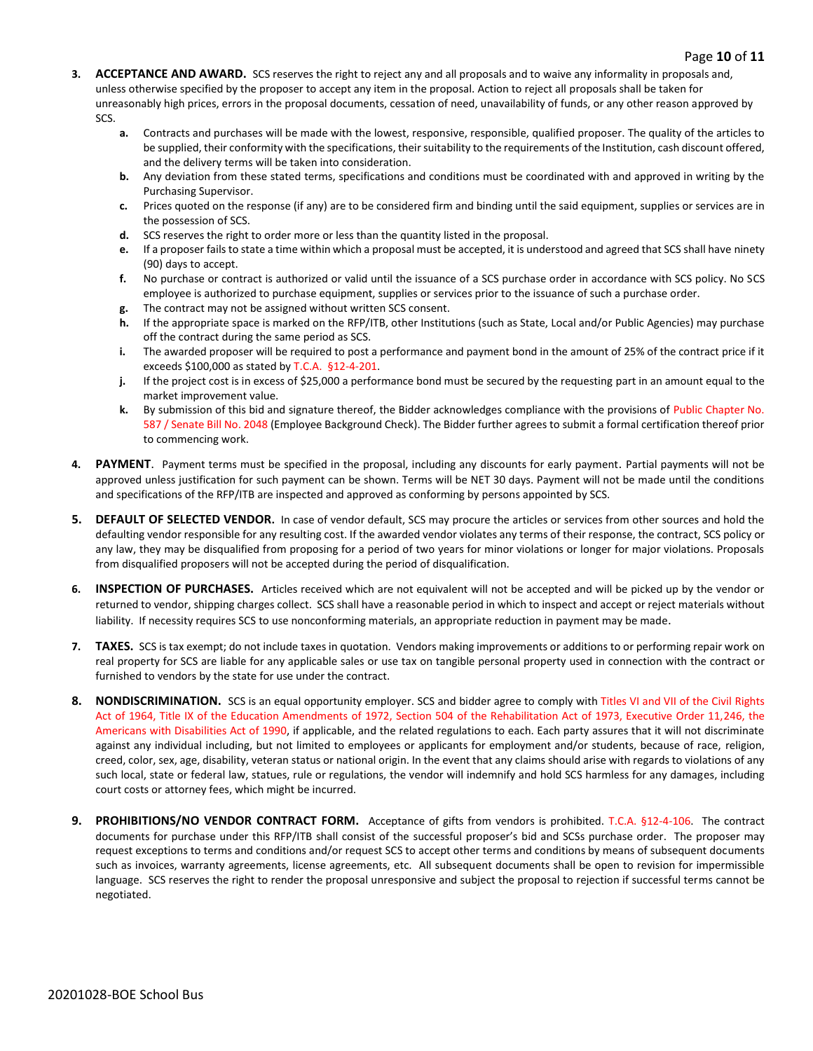3. **ACCEPTANCE AND AWARD.** SCS reserves the right to reject any and all proposals and to waive any informality in proposals and, unless otherwise specified by the proposer to accept any item in the proposal. Action to reject all proposals shall be taken for unreasonably high prices, errors in the proposal documents, cessation of need, unavailability of funds, or any other reason approved by SCS.
   - **a.** Contracts and purchases will be made with the lowest, responsive, responsible, qualified proposer. The quality of the articles to be supplied, their conformity with the specifications, their suitability to the requirements of the Institution, cash discount offered, and the delivery terms will be taken into consideration.
   - **b.** Any deviation from these stated terms, specifications and conditions must be coordinated with and approved in writing by the Purchasing Supervisor.
   - **c.** Prices quoted on the response (if any) are to be considered firm and binding until the said equipment, supplies or services are in the possession of SCS.
   - **d.** SCS reserves the right to order more or less than the quantity listed in the proposal.
   - **e.** If a proposer fails to state a time within which a proposal must be accepted, it is understood and agreed that SCS shall have ninety (90) days to accept.
   - **f.** No purchase or contract is authorized or valid until the issuance of a SCS purchase order in accordance with SCS policy. No SCS employee is authorized to purchase equipment, supplies or services prior to the issuance of such a purchase order.
   - **g.** The contract may not be assigned without written SCS consent.
   - **h.** If the appropriate space is marked on the RFP/ITB, other Institutions (such as State, Local and/or Public Agencies) may purchase off the contract during the same period as SCS.
   - **i.** The awarded proposer will be required to post a performance and payment bond in the amount of 25% of the contract price if it exceeds $100,000 as stated by T.C.A. §12-4-201.
   - **j.** If the project cost is in excess of $25,000 a performance bond must be secured by the requesting part in an amount equal to the market improvement value.
   - **k.** By submission of this bid and signature thereof, the Bidder acknowledges compliance with the provisions of Public Chapter No. 587 / Senate Bill No. 2048 (Employee Background Check). The Bidder further agrees to submit a formal certification thereof prior to commencing work.

4. **PAYMENT**. Payment terms must be specified in the proposal, including any discounts for early payment. Partial payments will not be approved unless justification for such payment can be shown. Terms will be NET 30 days. Payment will not be made until the conditions and specifications of the RFP/ITB are inspected and approved as conforming by persons appointed by SCS.

5. **DEFAULT OF SELECTED VENDOR.** In case of vendor default, SCS may procure the articles or services from other sources and hold the defaulting vendor responsible for any resulting cost. If the awarded vendor violates any terms of their response, the contract, SCS policy or any law, they may be disqualified from proposing for a period of two years for minor violations or longer for major violations. Proposals from disqualified proposers will not be accepted during the period of disqualification.

6. **INSPECTION OF PURCHASES.** Articles received which are not equivalent will not be accepted and will be picked up by the vendor or returned to vendor, shipping charges collect. SCS shall have a reasonable period in which to inspect and accept or reject materials without liability. If necessity requires SCS to use nonconforming materials, an appropriate reduction in payment may be made.

7. **TAXES.** SCS is tax exempt; do not include taxes in quotation. Vendors making improvements or additions to or performing repair work on real property for SCS are liable for any applicable sales or use tax on tangible personal property used in connection with the contract or furnished to vendors by the state for use under the contract.

8. **NONDISCRIMINATION.** SCS is an equal opportunity employer. SCS and bidder agree to comply with Titles VI and VII of the Civil Rights Act of 1964, Title IX of the Education Amendments of 1972, Section 504 of the Rehabilitation Act of 1973, Executive Order 11,246, the Americans with Disabilities Act of 1990, if applicable, and the related regulations to each. Each party assures that it will not discriminate against any individual including, but not limited to employees or applicants for employment and/or students, because of race, religion, creed, color, sex, age, disability, veteran status or national origin. In the event that any claims should arise with regards to violations of any such local, state or federal law, statues, rule or regulations, the vendor will indemnify and hold SCS harmless for any damages, including court costs or attorney fees, which might be incurred.

9. **PROHIBITIONS/NO VENDOR CONTRACT FORM.** Acceptance of gifts from vendors is prohibited. T.C.A. §12-4-106. The contract documents for purchase under this RFP/ITB shall consist of the successful proposer's bid and SCSs purchase order. The proposer may request exceptions to terms and conditions and/or request SCS to accept other terms and conditions by means of subsequent documents such as invoices, warranty agreements, license agreements, etc. All subsequent documents shall be open to revision for impermissible language. SCS reserves the right to render the proposal unresponsive and subject the proposal to rejection if successful terms cannot be negotiated.

20201028-BOE School Bus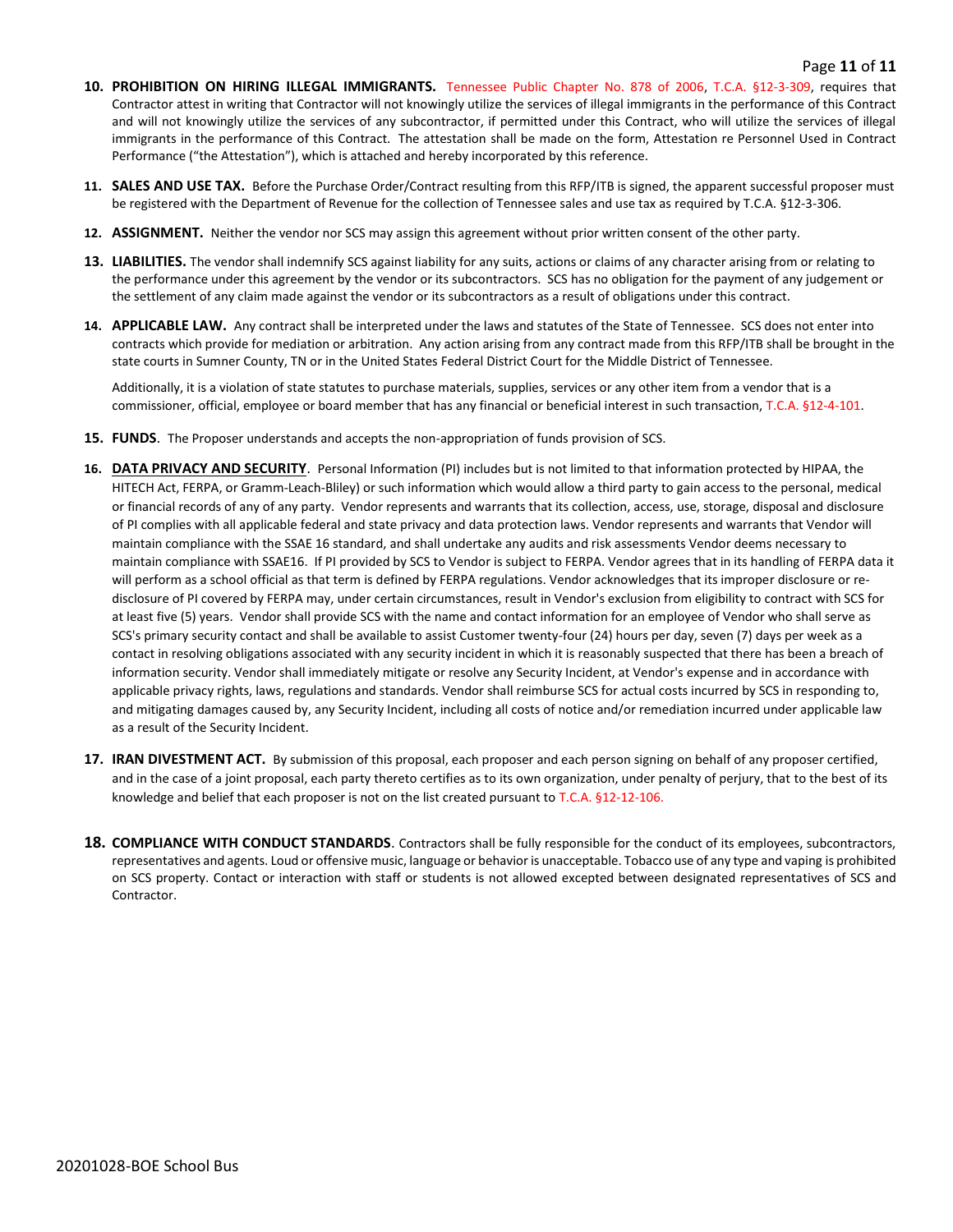10. **PROHIBITION ON HIRING ILLEGAL IMMIGRANTS.** Tennessee Public Chapter No. 878 of 2006, T.C.A. §12-3-309, requires that Contractor attest in writing that Contractor will not knowingly utilize the services of illegal immigrants in the performance of this Contract and will not knowingly utilize the services of any subcontractor, if permitted under this Contract, who will utilize the services of illegal immigrants in the performance of this Contract. The attestation shall be made on the form, Attestation re Personnel Used in Contract Performance ("the Attestation"), which is attached and hereby incorporated by this reference.

11. **SALES AND USE TAX.** Before the Purchase Order/Contract resulting from this RFP/ITB is signed, the apparent successful proposer must be registered with the Department of Revenue for the collection of Tennessee sales and use tax as required by T.C.A. §12-3-306.

12. **ASSIGNMENT.** Neither the vendor nor SCS may assign this agreement without prior written consent of the other party.

13. **LIABILITIES.** The vendor shall indemnify SCS against liability for any suits, actions or claims of any character arising from or relating to the performance under this agreement by the vendor or its subcontractors. SCS has no obligation for the payment of any judgement or the settlement of any claim made against the vendor or its subcontractors as a result of obligations under this contract.

14. **APPLICABLE LAW.** Any contract shall be interpreted under the laws and statutes of the State of Tennessee. SCS does not enter into contracts which provide for mediation or arbitration. Any action arising from any contract made from this RFP/ITB shall be brought in the state courts in Sumner County, TN or in the United States Federal District Court for the Middle District of Tennessee.

    Additionally, it is a violation of state statutes to purchase materials, supplies, services or any other item from a vendor that is a commissioner, official, employee or board member that has any financial or beneficial interest in such transaction, T.C.A. §12-4-101.

15. **FUNDS**. The Proposer understands and accepts the non-appropriation of funds provision of SCS.

16. **DATA PRIVACY AND SECURITY**. Personal Information (PI) includes but is not limited to that information protected by HIPAA, the HITECH Act, FERPA, or Gramm-Leach-Bliley) or such information which would allow a third party to gain access to the personal, medical or financial records of any of any party. Vendor represents and warrants that its collection, access, use, storage, disposal and disclosure of PI complies with all applicable federal and state privacy and data protection laws. Vendor represents and warrants that Vendor will maintain compliance with the SSAE 16 standard, and shall undertake any audits and risk assessments Vendor deems necessary to maintain compliance with SSAE16. If PI provided by SCS to Vendor is subject to FERPA. Vendor agrees that in its handling of FERPA data it will perform as a school official as that term is defined by FERPA regulations. Vendor acknowledges that its improper disclosure or re-disclosure of PI covered by FERPA may, under certain circumstances, result in Vendor's exclusion from eligibility to contract with SCS for at least five (5) years. Vendor shall provide SCS with the name and contact information for an employee of Vendor who shall serve as SCS's primary security contact and shall be available to assist Customer twenty-four (24) hours per day, seven (7) days per week as a contact in resolving obligations associated with any security incident in which it is reasonably suspected that there has been a breach of information security. Vendor shall immediately mitigate or resolve any Security Incident, at Vendor's expense and in accordance with applicable privacy rights, laws, regulations and standards. Vendor shall reimburse SCS for actual costs incurred by SCS in responding to, and mitigating damages caused by, any Security Incident, including all costs of notice and/or remediation incurred under applicable law as a result of the Security Incident.

17. **IRAN DIVESTMENT ACT.** By submission of this proposal, each proposer and each person signing on behalf of any proposer certified, and in the case of a joint proposal, each party thereto certifies as to its own organization, under penalty of perjury, that to the best of its knowledge and belief that each proposer is not on the list created pursuant to T.C.A. §12-12-106.

18. **COMPLIANCE WITH CONDUCT STANDARDS**. Contractors shall be fully responsible for the conduct of its employees, subcontractors, representatives and agents. Loud or offensive music, language or behavior is unacceptable. Tobacco use of any type and vaping is prohibited on SCS property. Contact or interaction with staff or students is not allowed excepted between designated representatives of SCS and Contractor.